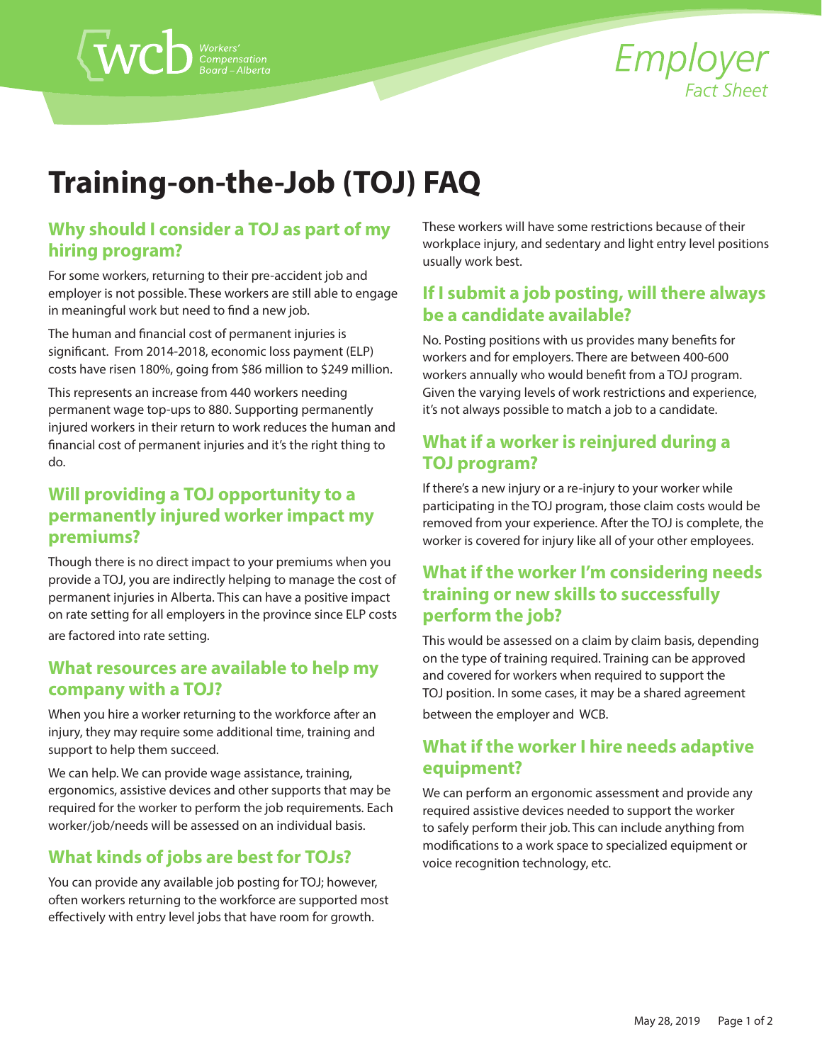wcb Workers' Compensation Board – Alberta

Employer
*Fact Sheet*

# Training-on-the-Job (TOJ) FAQ

## Why should I consider a TOJ as part of my hiring program?

For some workers, returning to their pre-accident job and employer is not possible. These workers are still able to engage in meaningful work but need to find a new job.

The human and financial cost of permanent injuries is significant. From 2014-2018, economic loss payment (ELP) costs have risen 180%, going from $86 million to $249 million.

This represents an increase from 440 workers needing permanent wage top-ups to 880. Supporting permanently injured workers in their return to work reduces the human and financial cost of permanent injuries and it's the right thing to do.

## Will providing a TOJ opportunity to a permanently injured worker impact my premiums?

Though there is no direct impact to your premiums when you provide a TOJ, you are indirectly helping to manage the cost of permanent injuries in Alberta. This can have a positive impact on rate setting for all employers in the province since ELP costs are factored into rate setting.

## What resources are available to help my company with a TOJ?

When you hire a worker returning to the workforce after an injury, they may require some additional time, training and support to help them succeed.

We can help. We can provide wage assistance, training, ergonomics, assistive devices and other supports that may be required for the worker to perform the job requirements. Each worker/job/needs will be assessed on an individual basis.

## What kinds of jobs are best for TOJs?

You can provide any available job posting for TOJ; however, often workers returning to the workforce are supported most effectively with entry level jobs that have room for growth.

These workers will have some restrictions because of their workplace injury, and sedentary and light entry level positions usually work best.

## If I submit a job posting, will there always be a candidate available?

No. Posting positions with us provides many benefits for workers and for employers. There are between 400-600 workers annually who would benefit from a TOJ program. Given the varying levels of work restrictions and experience, it's not always possible to match a job to a candidate.

## What if a worker is reinjured during a TOJ program?

If there's a new injury or a re-injury to your worker while participating in the TOJ program, those claim costs would be removed from your experience. After the TOJ is complete, the worker is covered for injury like all of your other employees.

## What if the worker I'm considering needs training or new skills to successfully perform the job?

This would be assessed on a claim by claim basis, depending on the type of training required. Training can be approved and covered for workers when required to support the TOJ position. In some cases, it may be a shared agreement between the employer and WCB.

## What if the worker I hire needs adaptive equipment?

We can perform an ergonomic assessment and provide any required assistive devices needed to support the worker to safely perform their job. This can include anything from modifications to a work space to specialized equipment or voice recognition technology, etc.

May 28, 2019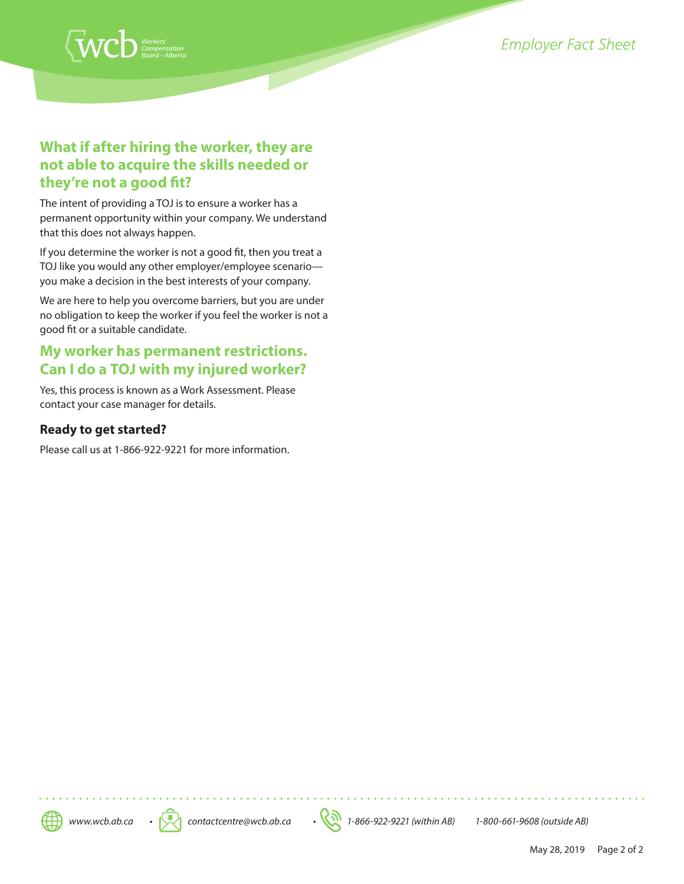## What if after hiring the worker, they are not able to acquire the skills needed or they're not a good fit?

The intent of providing a TOJ is to ensure a worker has a permanent opportunity within your company. We understand that this does not always happen.

If you determine the worker is not a good fit, then you treat a TOJ like you would any other employer/employee scenario—you make a decision in the best interests of your company.

We are here to help you overcome barriers, but you are under no obligation to keep the worker if you feel the worker is not a good fit or a suitable candidate.

## My worker has permanent restrictions. Can I do a TOJ with my injured worker?

Yes, this process is known as a Work Assessment. Please contact your case manager for details.

### Ready to get started?

Please call us at 1-866-922-9221 for more information.

*www.wcb.ab.ca* • *contactcentre@wcb.ab.ca* • *1-866-922-9221 (within AB)* *1-800-661-9608 (outside AB)*

May 28, 2019